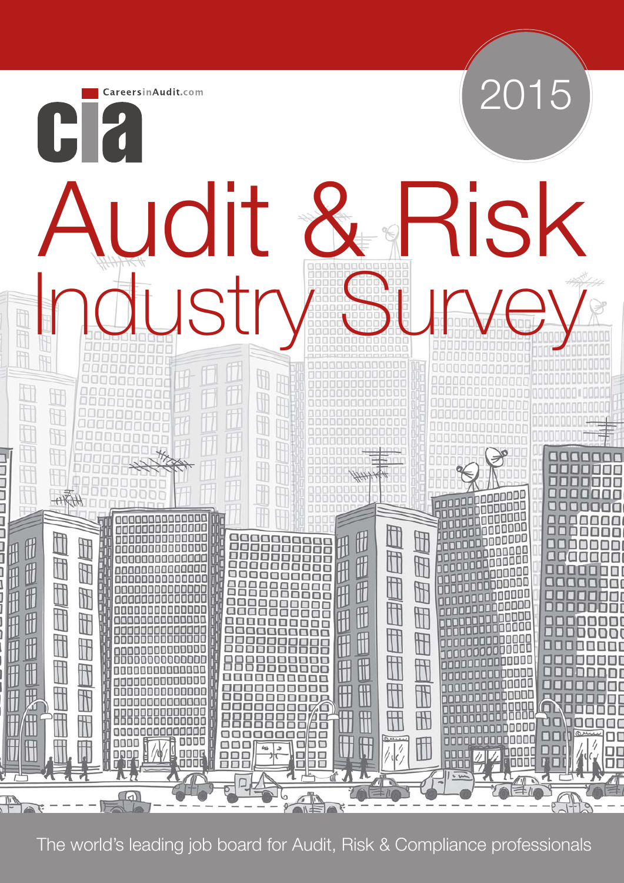CareersinAudit.com

cia

2015

# Audit & Risk Industry Survey

The world's leading job board for Audit, Risk & Compliance professionals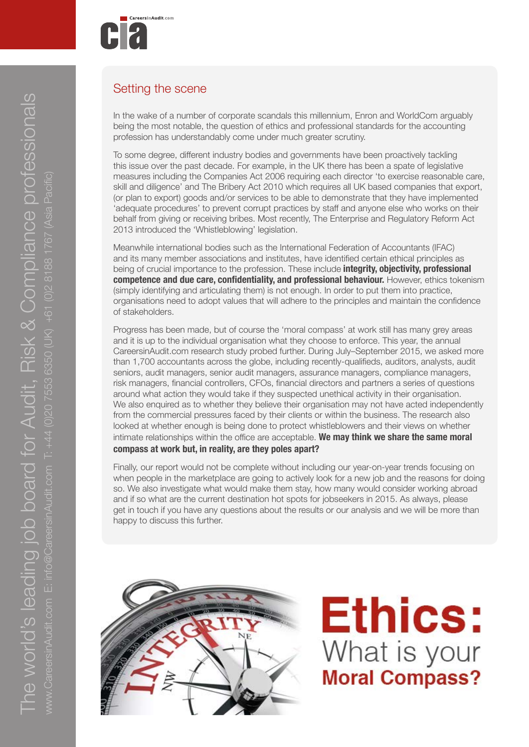## Setting the scene

In the wake of a number of corporate scandals this millennium, Enron and WorldCom arguably being the most notable, the question of ethics and professional standards for the accounting profession has understandably come under much greater scrutiny.

To some degree, different industry bodies and governments have been proactively tackling this issue over the past decade. For example, in the UK there has been a spate of legislative measures including the Companies Act 2006 requiring each director 'to exercise reasonable care, skill and diligence' and The Bribery Act 2010 which requires all UK based companies that export, (or plan to export) goods and/or services to be able to demonstrate that they have implemented 'adequate procedures' to prevent corrupt practices by staff and anyone else who works on their behalf from giving or receiving bribes. Most recently, The Enterprise and Regulatory Reform Act 2013 introduced the 'Whistleblowing' legislation.

Meanwhile international bodies such as the International Federation of Accountants (IFAC) and its many member associations and institutes, have identified certain ethical principles as being of crucial importance to the profession. These include **integrity, objectivity, professional competence and due care, confidentiality, and professional behaviour.** However, ethics tokenism (simply identifying and articulating them) is not enough. In order to put them into practice, organisations need to adopt values that will adhere to the principles and maintain the confidence of stakeholders.

Progress has been made, but of course the 'moral compass' at work still has many grey areas and it is up to the individual organisation what they choose to enforce. This year, the annual CareersinAudit.com research study probed further. During July–September 2015, we asked more than 1,700 accountants across the globe, including recently-qualifieds, auditors, analysts, audit seniors, audit managers, senior audit managers, assurance managers, compliance managers, risk managers, financial controllers, CFOs, financial directors and partners a series of questions around what action they would take if they suspected unethical activity in their organisation. We also enquired as to whether they believe their organisation may not have acted independently from the commercial pressures faced by their clients or within the business. The research also looked at whether enough is being done to protect whistleblowers and their views on whether intimate relationships within the office are acceptable. **We may think we share the same moral compass at work but, in reality, are they poles apart?**

Finally, our report would not be complete without including our year-on-year trends focusing on when people in the marketplace are going to actively look for a new job and the reasons for doing so. We also investigate what would make them stay, how many would consider working abroad and if so what are the current destination hot spots for jobseekers in 2015. As always, please get in touch if you have any questions about the results or our analysis and we will be more than happy to discuss this further.

# Ethics:
## What is your **Moral Compass?**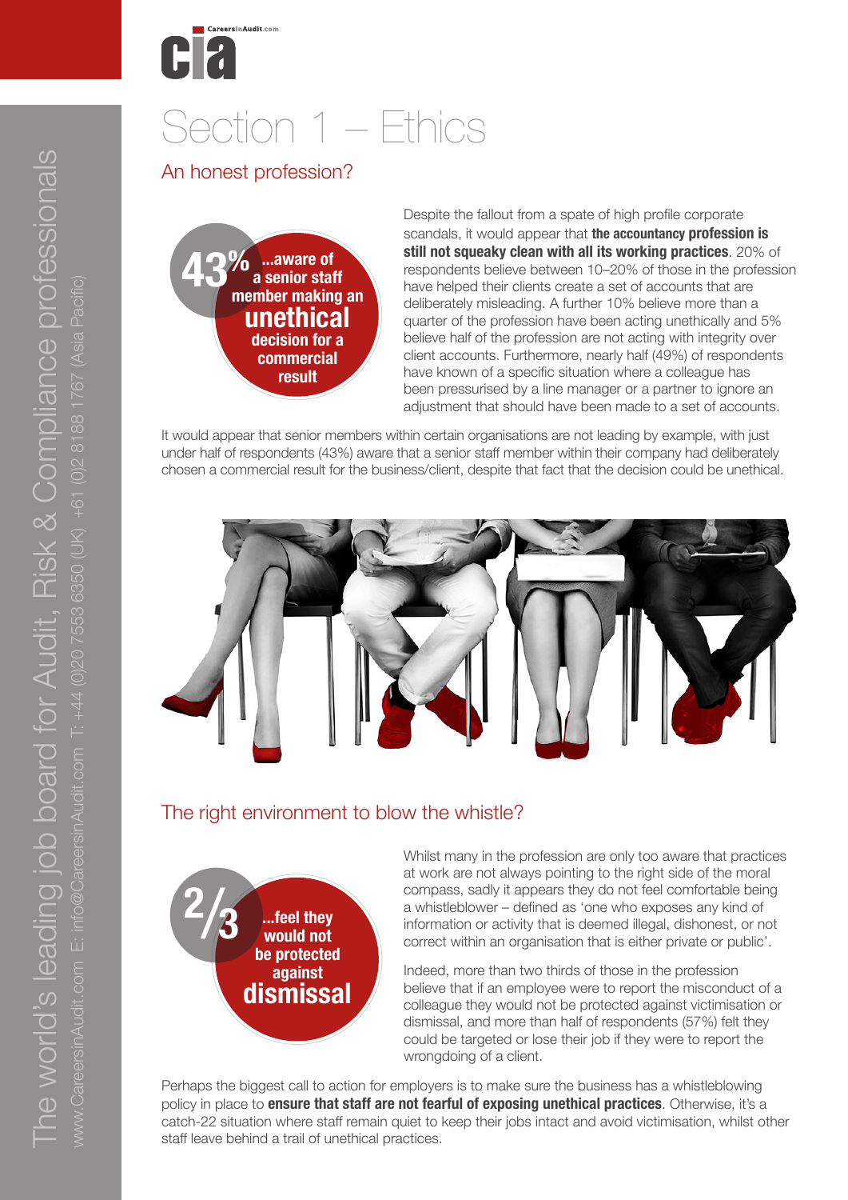# Section 1 – Ethics

## An honest profession?

**43%** ...aware of a senior staff member making an **unethical** decision for a commercial result

Despite the fallout from a spate of high profile corporate scandals, it would appear that **the accountancy profession is still not squeaky clean with all its working practices**. 20% of respondents believe between 10–20% of those in the profession have helped their clients create a set of accounts that are deliberately misleading. A further 10% believe more than a quarter of the profession have been acting unethically and 5% believe half of the profession are not acting with integrity over client accounts. Furthermore, nearly half (49%) of respondents have known of a specific situation where a colleague has been pressurised by a line manager or a partner to ignore an adjustment that should have been made to a set of accounts.

It would appear that senior members within certain organisations are not leading by example, with just under half of respondents (43%) aware that a senior staff member within their company had deliberately chosen a commercial result for the business/client, despite that fact that the decision could be unethical.

## The right environment to blow the whistle?

**2/3** ...feel they would not be protected against **dismissal**

Whilst many in the profession are only too aware that practices at work are not always pointing to the right side of the moral compass, sadly it appears they do not feel comfortable being a whistleblower – defined as 'one who exposes any kind of information or activity that is deemed illegal, dishonest, or not correct within an organisation that is either private or public'.

Indeed, more than two thirds of those in the profession believe that if an employee were to report the misconduct of a colleague they would not be protected against victimisation or dismissal, and more than half of respondents (57%) felt they could be targeted or lose their job if they were to report the wrongdoing of a client.

Perhaps the biggest call to action for employers is to make sure the business has a whistleblowing policy in place to **ensure that staff are not fearful of exposing unethical practices**. Otherwise, it's a catch-22 situation where staff remain quiet to keep their jobs intact and avoid victimisation, whilst other staff leave behind a trail of unethical practices.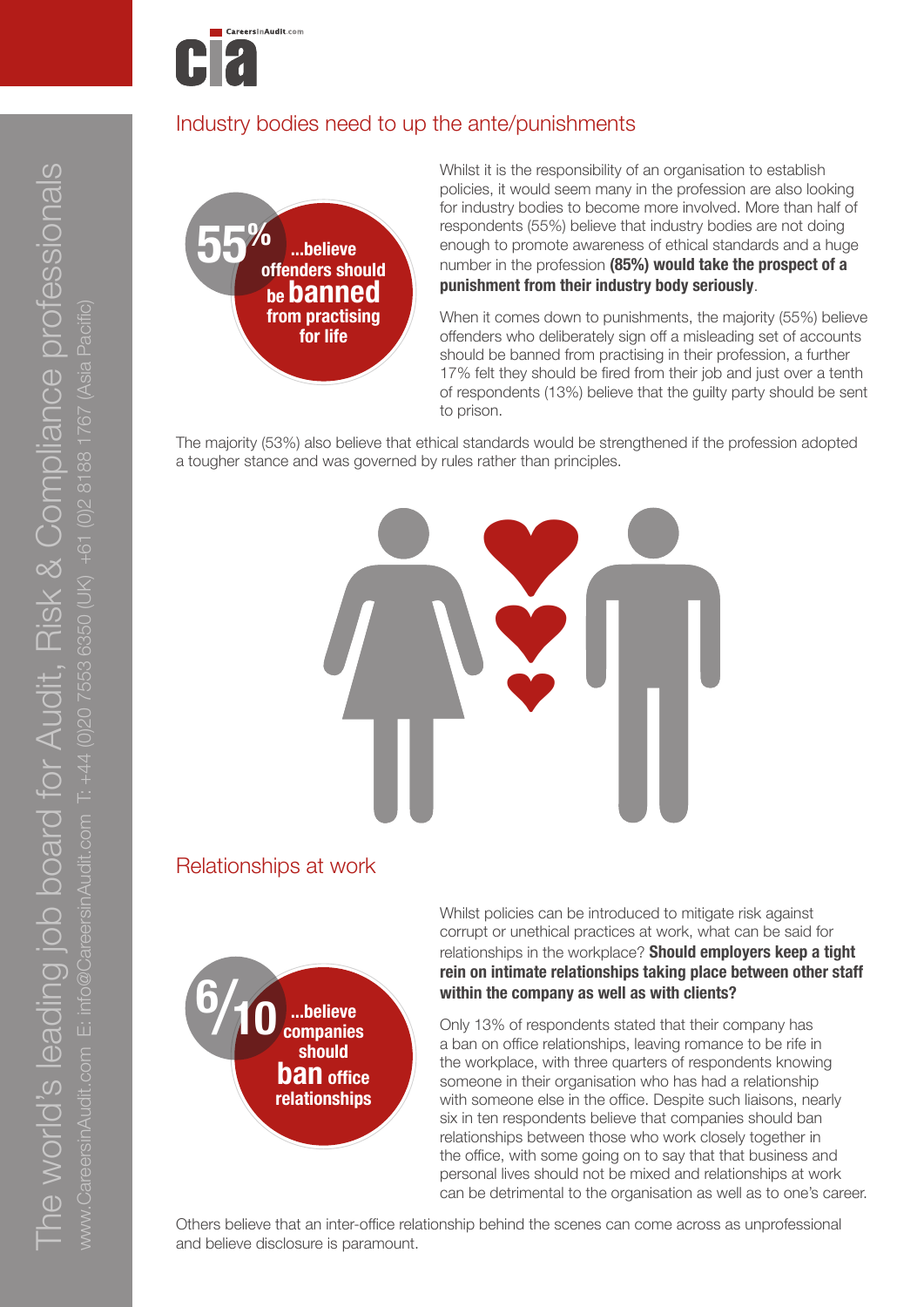## Industry bodies need to up the ante/punishments

**55%** ...believe offenders should be **banned** from practising for life

Whilst it is the responsibility of an organisation to establish policies, it would seem many in the profession are also looking for industry bodies to become more involved. More than half of respondents (55%) believe that industry bodies are not doing enough to promote awareness of ethical standards and a huge number in the profession **(85%) would take the prospect of a punishment from their industry body seriously**.

When it comes down to punishments, the majority (55%) believe offenders who deliberately sign off a misleading set of accounts should be banned from practising in their profession, a further 17% felt they should be fired from their job and just over a tenth of respondents (13%) believe that the guilty party should be sent to prison.

The majority (53%) also believe that ethical standards would be strengthened if the profession adopted a tougher stance and was governed by rules rather than principles.

## Relationships at work

**6/10** ...believe companies should **ban** office relationships

Whilst policies can be introduced to mitigate risk against corrupt or unethical practices at work, what can be said for relationships in the workplace? **Should employers keep a tight rein on intimate relationships taking place between other staff within the company as well as with clients?**

Only 13% of respondents stated that their company has a ban on office relationships, leaving romance to be rife in the workplace, with three quarters of respondents knowing someone in their organisation who has had a relationship with someone else in the office. Despite such liaisons, nearly six in ten respondents believe that companies should ban relationships between those who work closely together in the office, with some going on to say that business and personal lives should not be mixed and relationships at work can be detrimental to the organisation as well as to one's career.

Others believe that an inter-office relationship behind the scenes can come across as unprofessional and believe disclosure is paramount.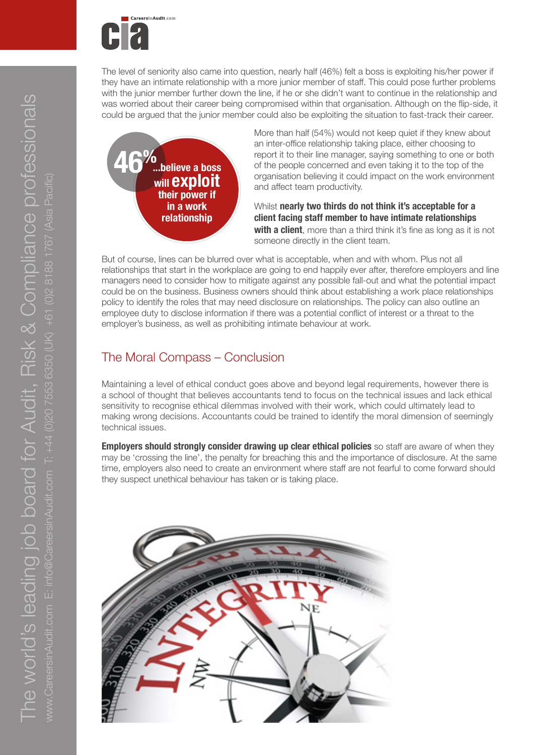The level of seniority also came into question, nearly half (46%) felt a boss is exploiting his/her power if they have an intimate relationship with a more junior member of staff. This could pose further problems with the junior member further down the line, if he or she didn't want to continue in the relationship and was worried about their career being compromised within that organisation. Although on the flip-side, it could be argued that the junior member could also be exploiting the situation to fast-track their career.

**46% ...believe a boss will exploit their power if in a work relationship**

More than half (54%) would not keep quiet if they knew about an inter-office relationship taking place, either choosing to report it to their line manager, saying something to one or both of the people concerned and even taking it to the top of the organisation believing it could impact on the work environment and affect team productivity.

Whilst **nearly two thirds do not think it's acceptable for a client facing staff member to have intimate relationships with a client**, more than a third think it's fine as long as it is not someone directly in the client team.

But of course, lines can be blurred over what is acceptable, when and with whom. Plus not all relationships that start in the workplace are going to end happily ever after, therefore employers and line managers need to consider how to mitigate against any possible fall-out and what the potential impact could be on the business. Business owners should think about establishing a work place relationships policy to identify the roles that may need disclosure on relationships. The policy can also outline an employee duty to disclose information if there was a potential conflict of interest or a threat to the employer's business, as well as prohibiting intimate behaviour at work.

## The Moral Compass – Conclusion

Maintaining a level of ethical conduct goes above and beyond legal requirements, however there is a school of thought that believes accountants tend to focus on the technical issues and lack ethical sensitivity to recognise ethical dilemmas involved with their work, which could ultimately lead to making wrong decisions. Accountants could be trained to identify the moral dimension of seemingly technical issues.

**Employers should strongly consider drawing up clear ethical policies** so staff are aware of when they may be 'crossing the line', the penalty for breaching this and the importance of disclosure. At the same time, employers also need to create an environment where staff are not fearful to come forward should they suspect unethical behaviour has taken or is taking place.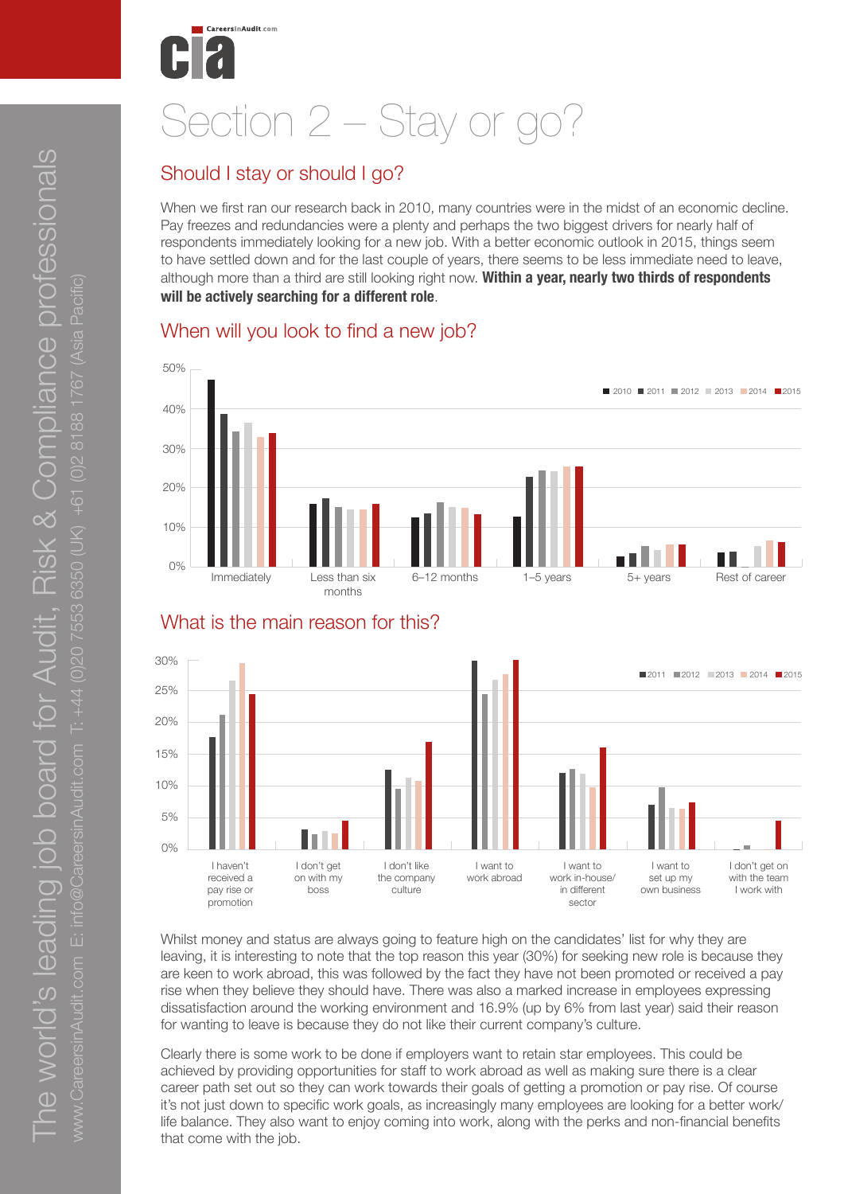# Section 2 – Stay or go?

## Should I stay or should I go?

When we first ran our research back in 2010, many countries were in the midst of an economic decline. Pay freezes and redundancies were a plenty and perhaps the two biggest drivers for nearly half of respondents immediately looking for a new job. With a better economic outlook in 2015, things seem to have settled down and for the last couple of years, there seems to be less immediate need to leave, although more than a third are still looking right now. **Within a year, nearly two thirds of respondents will be actively searching for a different role**.

## When will you look to find a new job?

## What is the main reason for this?

Whilst money and status are always going to feature high on the candidates' list for why they are leaving, it is interesting to note that the top reason this year (30%) for seeking new role is because they are keen to work abroad, this was followed by the fact they have not been promoted or received a pay rise when they believe they should have. There was also a marked increase in employees expressing dissatisfaction around the working environment and 16.9% (up by 6% from last year) said their reason for wanting to leave is because they do not like their current company's culture.

Clearly there is some work to be done if employers want to retain star employees. This could be achieved by providing opportunities for staff to work abroad as well as making sure there is a clear career path set out so they can work towards their goals of getting a promotion or pay rise. Of course it's not just down to specific work goals, as increasingly many employees are looking for a better work/life balance. They also want to enjoy coming into work, along with the perks and non-financial benefits that come with the job.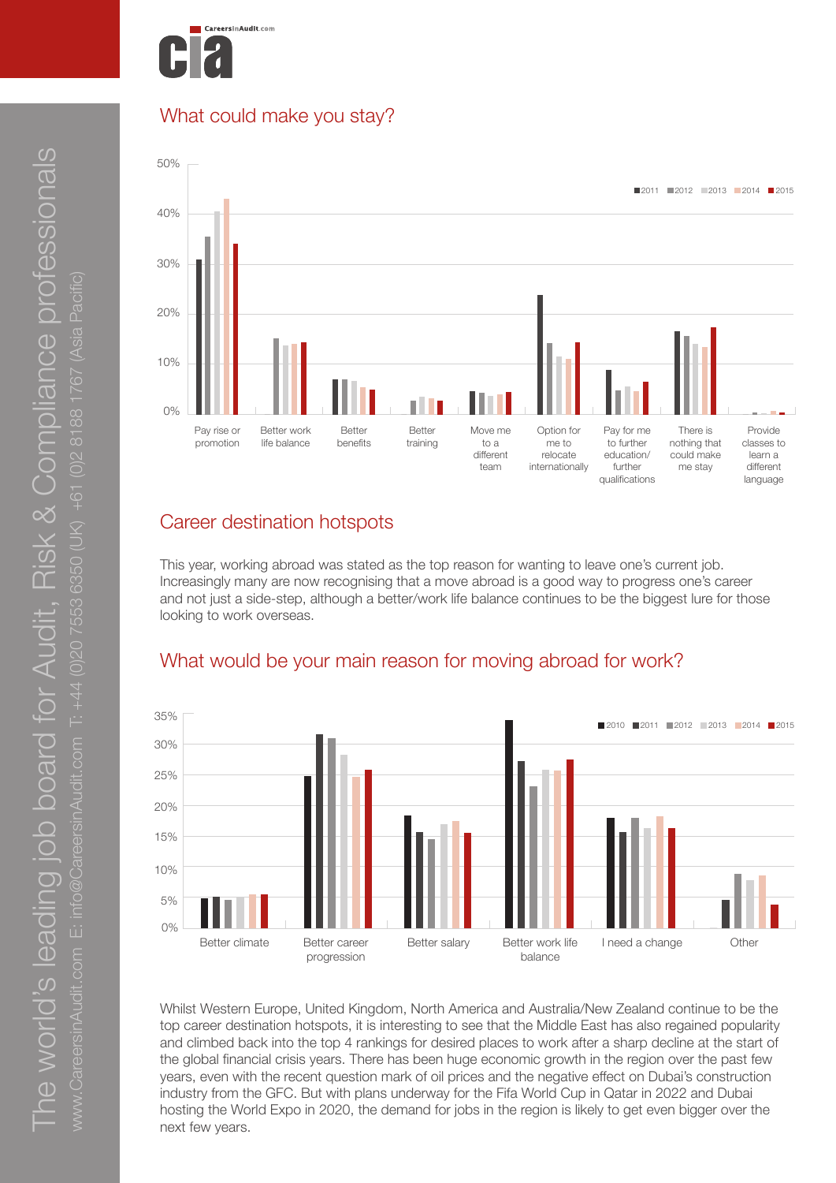## What could make you stay?

## Career destination hotspots

This year, working abroad was stated as the top reason for wanting to leave one's current job. Increasingly many are now recognising that a move abroad is a good way to progress one's career and not just a side-step, although a better/work life balance continues to be the biggest lure for those looking to work overseas.

## What would be your main reason for moving abroad for work?

Whilst Western Europe, United Kingdom, North America and Australia/New Zealand continue to be the top career destination hotspots, it is interesting to see that the Middle East has also regained popularity and climbed back into the top 4 rankings for desired places to work after a sharp decline at the start of the global financial crisis years. There has been huge economic growth in the region over the past few years, even with the recent question mark of oil prices and the negative effect on Dubai's construction industry from the GFC. But with plans underway for the Fifa World Cup in Qatar in 2022 and Dubai hosting the World Expo in 2020, the demand for jobs in the region is likely to get even bigger over the next few years.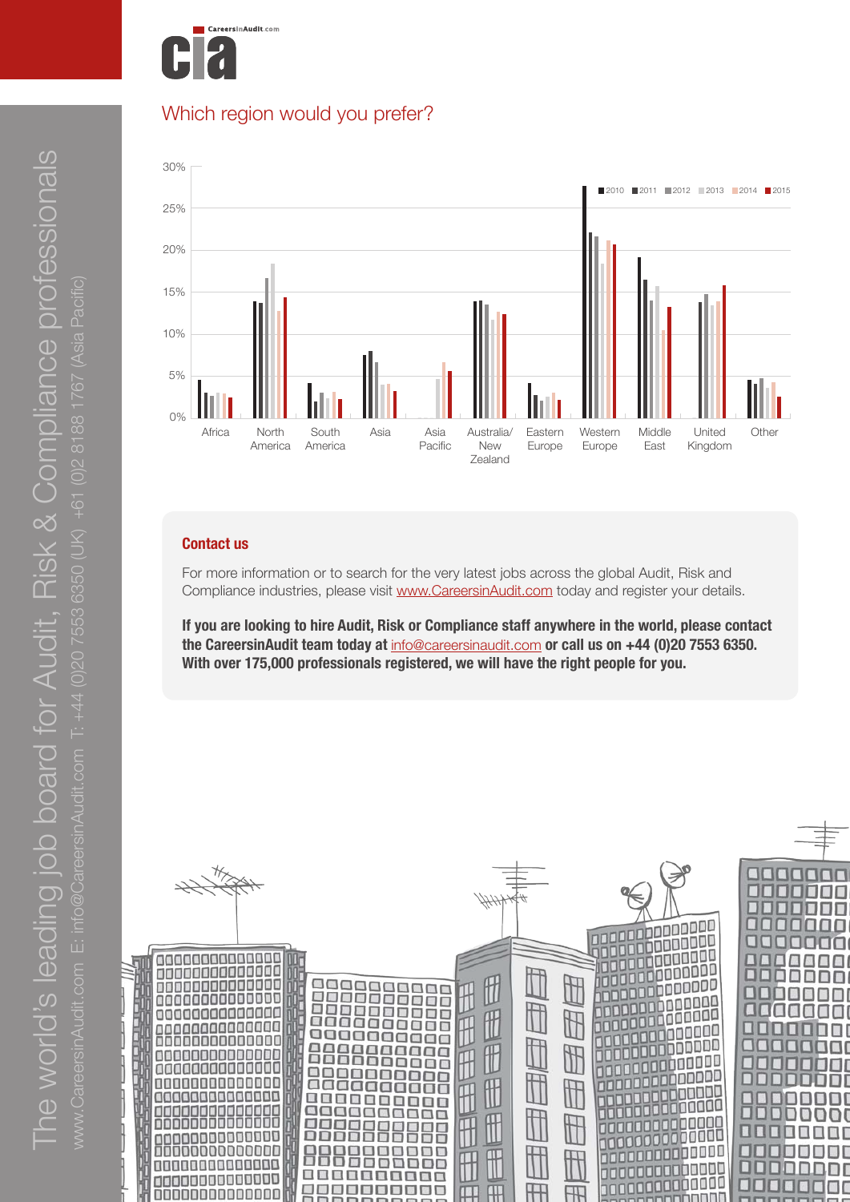## Which region would you prefer?

30%
25%
20%
15%
10%
5%
0%

2010 2011 2012 2013 2014 2015

Africa
North America
South America
Asia
Asia Pacific
Australia/ New Zealand
Eastern Europe
Western Europe
Middle East
United Kingdom
Other

### Contact us

For more information or to search for the very latest jobs across the global Audit, Risk and Compliance industries, please visit www.CareersinAudit.com today and register your details.

**If you are looking to hire Audit, Risk or Compliance staff anywhere in the world, please contact the CareersinAudit team today at info@careersinaudit.com or call us on +44 (0)20 7553 6350. With over 175,000 professionals registered, we will have the right people for you.**